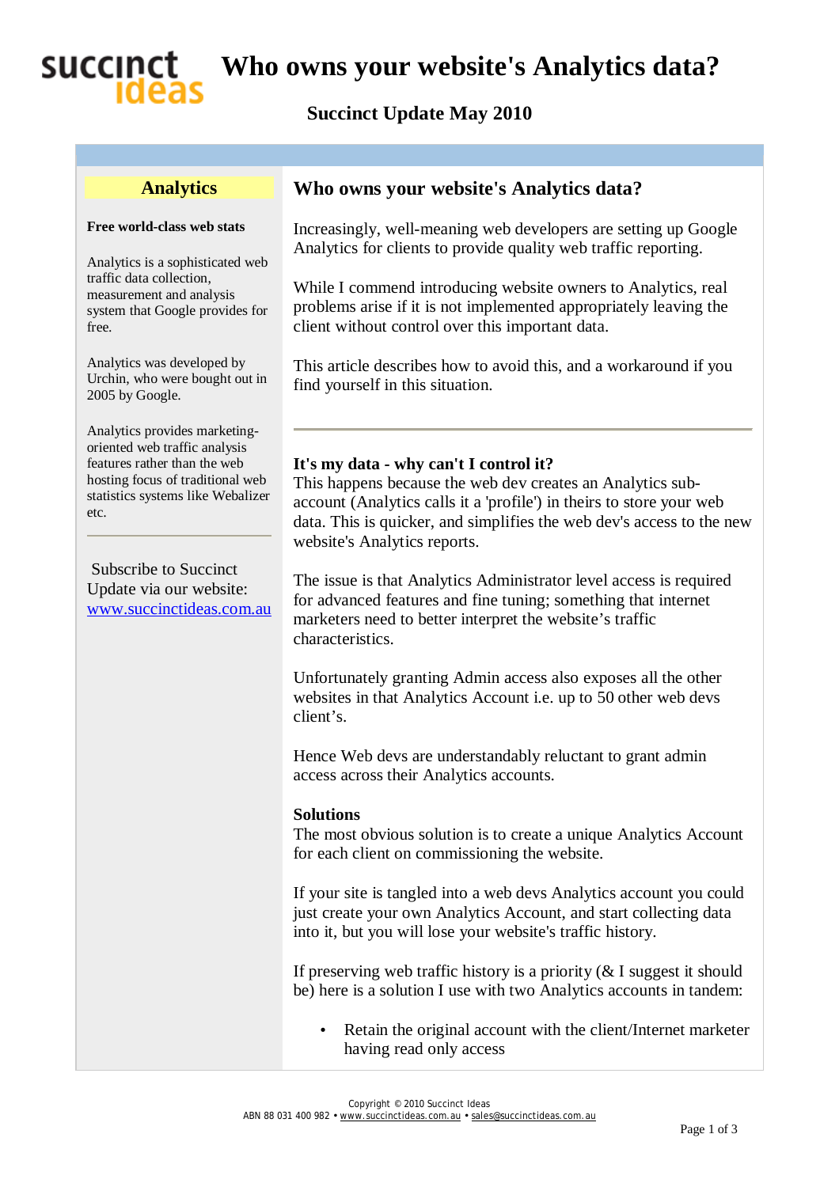# Who owns your website's Analytics data?

**Succinct Update May 2010**

## Who owns your website's Analytics data?

Increasingly, well-meaning web developers are setting up Google Analytics for clients to provide quality web traffic reporting.

While I commend introducing website owners to Analytics, real problems arise if it is not implemented appropriately leaving the client without control over this important data.

This article describes how to avoid this, and a workaround if you find yourself in this situation.

---

**It's my data - why can't I control it?**
This happens because the web dev creates an Analytics sub-account (Analytics calls it a 'profile') in theirs to store your web data. This is quicker, and simplifies the web dev's access to the new website's Analytics reports.

The issue is that Analytics Administrator level access is required for advanced features and fine tuning; something that internet marketers need to better interpret the website's traffic characteristics.

Unfortunately granting Admin access also exposes all the other websites in that Analytics Account i.e. up to 50 other web devs client's.

Hence Web devs are understandably reluctant to grant admin access across their Analytics accounts.

**Solutions**
The most obvious solution is to create a unique Analytics Account for each client on commissioning the website.

If your site is tangled into a web devs Analytics account you could just create your own Analytics Account, and start collecting data into it, but you will lose your website's traffic history.

If preserving web traffic history is a priority (& I suggest it should be) here is a solution I use with two Analytics accounts in tandem:

- Retain the original account with the client/Internet marketer having read only access

---

### Analytics

**Free world-class web stats**

Analytics is a sophisticated web traffic data collection, measurement and analysis system that Google provides for free.

Analytics was developed by Urchin, who were bought out in 2005 by Google.

Analytics provides marketing-oriented web traffic analysis features rather than the web hosting focus of traditional web statistics systems like Webalizer etc.

---

Subscribe to Succinct Update via our website: [www.succinctideas.com.au](http://www.succinctideas.com.au)

Copyright © 2010 Succinct Ideas
ABN 88 031 400 982 • www.succinctideas.com.au • sales@succinctideas.com.au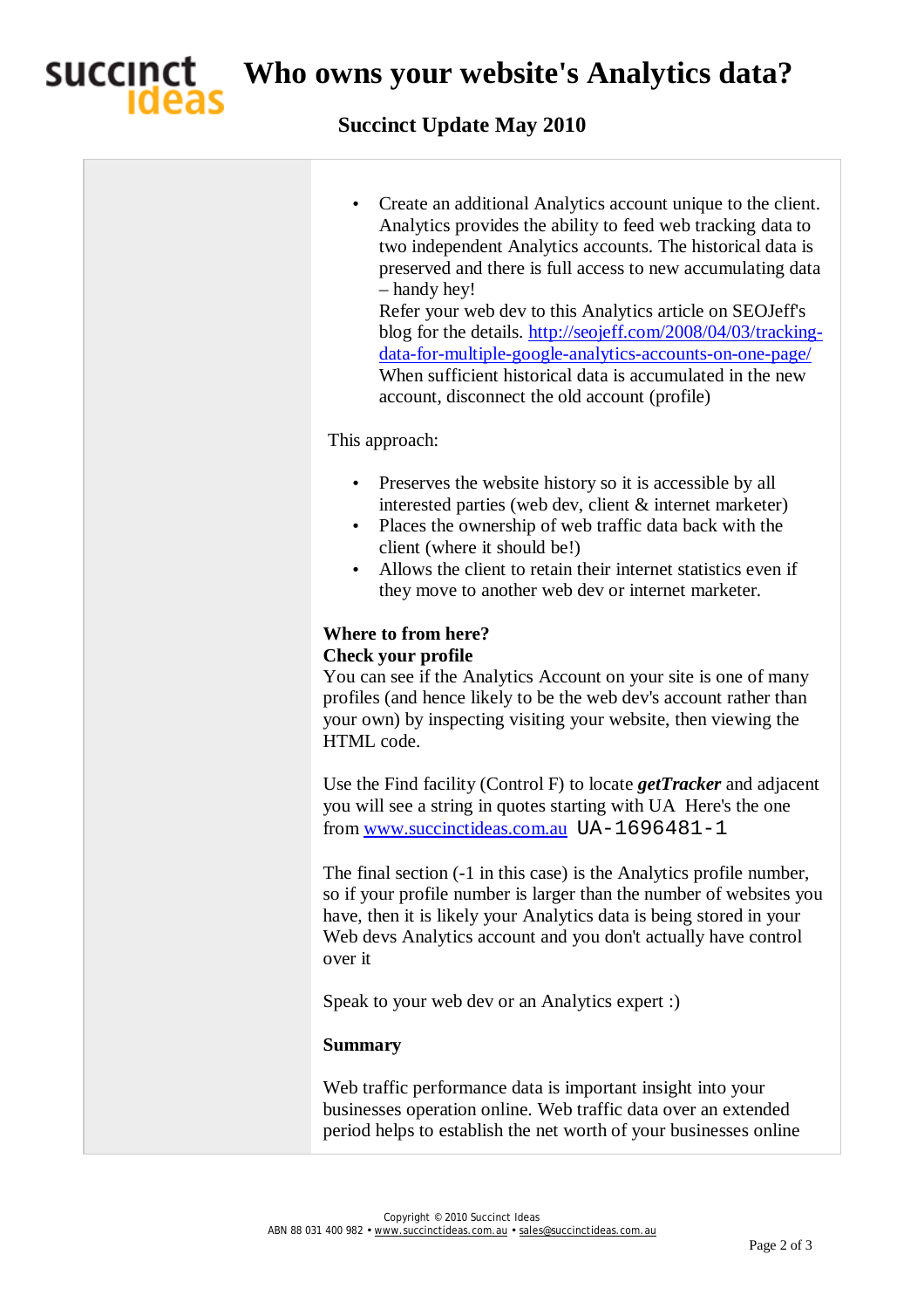- Create an additional Analytics account unique to the client. Analytics provides the ability to feed web tracking data to two independent Analytics accounts. The historical data is preserved and there is full access to new accumulating data – handy hey!
  Refer your web dev to this Analytics article on SEOJeff's blog for the details. http://seojeff.com/2008/04/03/tracking-data-for-multiple-google-analytics-accounts-on-one-page/
  When sufficient historical data is accumulated in the new account, disconnect the old account (profile)

This approach:

- Preserves the website history so it is accessible by all interested parties (web dev, client & internet marketer)
- Places the ownership of web traffic data back with the client (where it should be!)
- Allows the client to retain their internet statistics even if they move to another web dev or internet marketer.

**Where to from here?**

**Check your profile**

You can see if the Analytics Account on your site is one of many profiles (and hence likely to be the web dev's account rather than your own) by inspecting visiting your website, then viewing the HTML code.

Use the Find facility (Control F) to locate ***getTracker*** and adjacent you will see a string in quotes starting with UA Here's the one from www.succinctideas.com.au `UA-1696481-1`

The final section (-1 in this case) is the Analytics profile number, so if your profile number is larger than the number of websites you have, then it is likely your Analytics data is being stored in your Web devs Analytics account and you don't actually have control over it

Speak to your web dev or an Analytics expert :)

**Summary**

Web traffic performance data is important insight into your businesses operation online. Web traffic data over an extended period helps to establish the net worth of your businesses online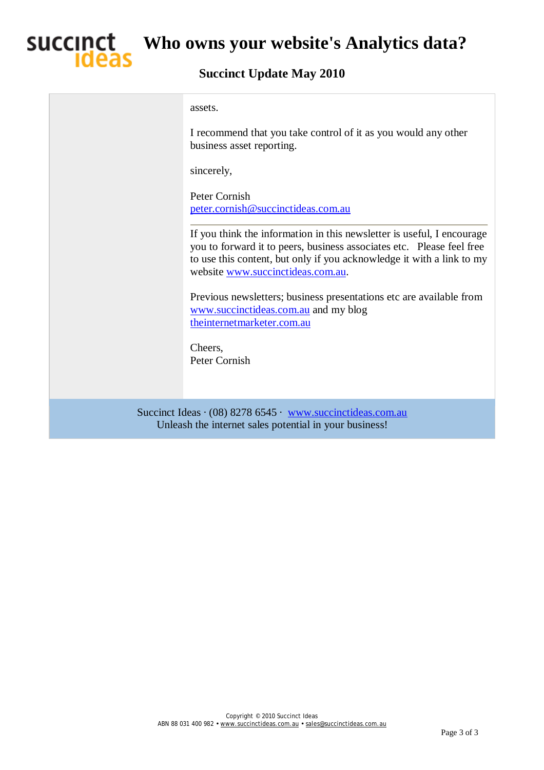assets.

I recommend that you take control of it as you would any other business asset reporting.

sincerely,

Peter Cornish
peter.cornish@succinctideas.com.au

---

If you think the information in this newsletter is useful, I encourage you to forward it to peers, business associates etc. Please feel free to use this content, but only if you acknowledge it with a link to my website www.succinctideas.com.au.

Previous newsletters; business presentations etc are available from www.succinctideas.com.au and my blog theinternetmarketer.com.au

Cheers,
Peter Cornish

Succinct Ideas · (08) 8278 6545 · www.succinctideas.com.au
Unleash the internet sales potential in your business!

Copyright © 2010 Succinct Ideas
ABN 88 031 400 982 • www.succinctideas.com.au • sales@succinctideas.com.au